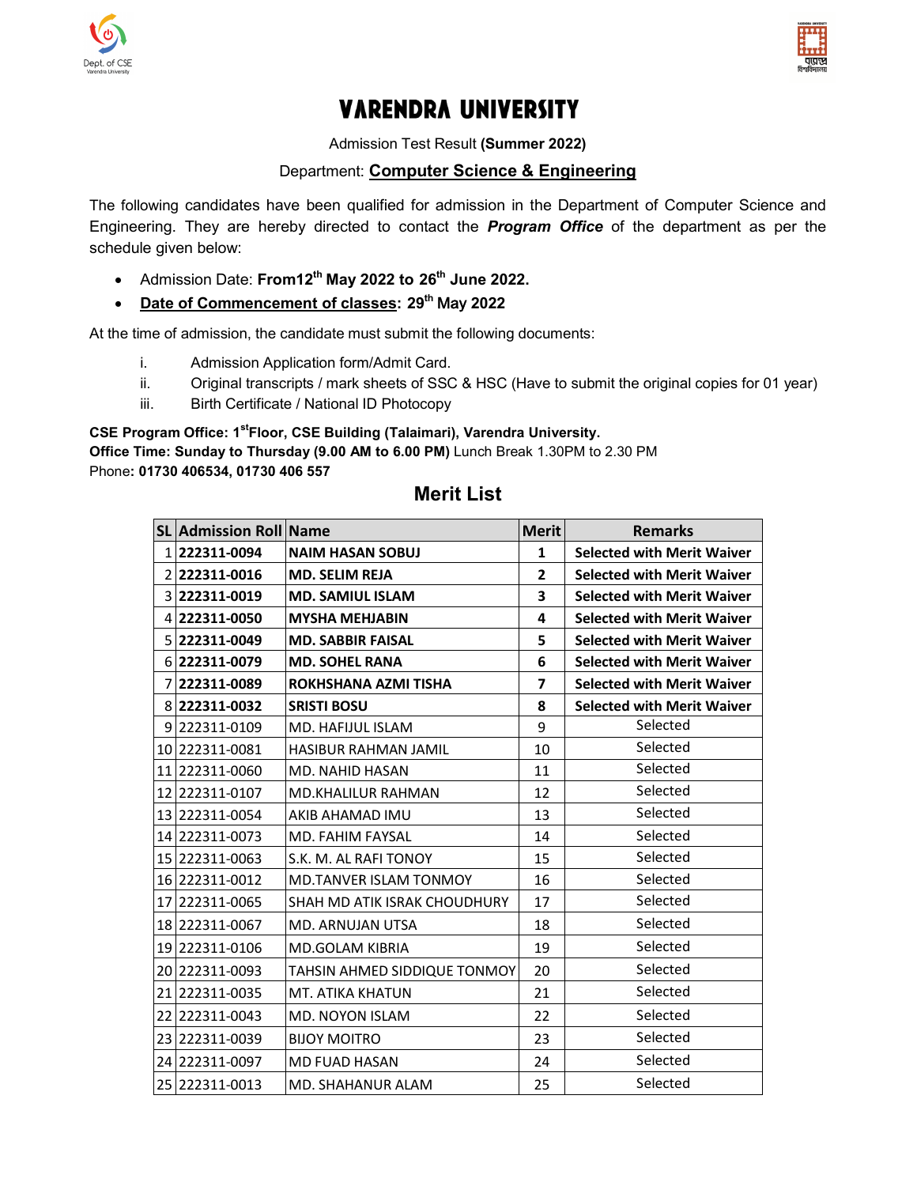# VARENDRA UNIVERSITY

Admission Test Result **(Summer 2022)**

Department: **Computer Science & Engineering**

The following candidates have been qualified for admission in the Department of Computer Science and Engineering. They are hereby directed to contact the ***Program Office*** of the department as per the schedule given below:

- Admission Date: **From12th May 2022 to 26th June 2022.**
- **Date of Commencement of classes: 29th May 2022**

At the time of admission, the candidate must submit the following documents:

i. Admission Application form/Admit Card.
ii. Original transcripts / mark sheets of SSC & HSC (Have to submit the original copies for 01 year)
iii. Birth Certificate / National ID Photocopy

**CSE Program Office: 1stFloor, CSE Building (Talaimari), Varendra University.**
**Office Time: Sunday to Thursday (9.00 AM to 6.00 PM)** Lunch Break 1.30PM to 2.30 PM
Phone**: 01730 406534, 01730 406 557**

## Merit List

| SL | Admission Roll | Name | Merit | Remarks |
|---|---|---|---|---|
| 1 | **222311-0094** | **NAIM HASAN SOBUJ** | **1** | **Selected with Merit Waiver** |
| 2 | **222311-0016** | **MD. SELIM REJA** | **2** | **Selected with Merit Waiver** |
| 3 | **222311-0019** | **MD. SAMIUL ISLAM** | **3** | **Selected with Merit Waiver** |
| 4 | **222311-0050** | **MYSHA MEHJABIN** | **4** | **Selected with Merit Waiver** |
| 5 | **222311-0049** | **MD. SABBIR FAISAL** | **5** | **Selected with Merit Waiver** |
| 6 | **222311-0079** | **MD. SOHEL RANA** | **6** | **Selected with Merit Waiver** |
| 7 | **222311-0089** | **ROKHSHANA AZMI TISHA** | **7** | **Selected with Merit Waiver** |
| 8 | **222311-0032** | **SRISTI BOSU** | **8** | **Selected with Merit Waiver** |
| 9 | 222311-0109 | MD. HAFIJUL ISLAM | 9 | Selected |
| 10 | 222311-0081 | HASIBUR RAHMAN JAMIL | 10 | Selected |
| 11 | 222311-0060 | MD. NAHID HASAN | 11 | Selected |
| 12 | 222311-0107 | MD.KHALILUR RAHMAN | 12 | Selected |
| 13 | 222311-0054 | AKIB AHAMAD IMU | 13 | Selected |
| 14 | 222311-0073 | MD. FAHIM FAYSAL | 14 | Selected |
| 15 | 222311-0063 | S.K. M. AL RAFI TONOY | 15 | Selected |
| 16 | 222311-0012 | MD.TANVER ISLAM TONMOY | 16 | Selected |
| 17 | 222311-0065 | SHAH MD ATIK ISRAK CHOUDHURY | 17 | Selected |
| 18 | 222311-0067 | MD. ARNUJAN UTSA | 18 | Selected |
| 19 | 222311-0106 | MD.GOLAM KIBRIA | 19 | Selected |
| 20 | 222311-0093 | TAHSIN AHMED SIDDIQUE TONMOY | 20 | Selected |
| 21 | 222311-0035 | MT. ATIKA KHATUN | 21 | Selected |
| 22 | 222311-0043 | MD. NOYON ISLAM | 22 | Selected |
| 23 | 222311-0039 | BIJOY MOITRO | 23 | Selected |
| 24 | 222311-0097 | MD FUAD HASAN | 24 | Selected |
| 25 | 222311-0013 | MD. SHAHANUR ALAM | 25 | Selected |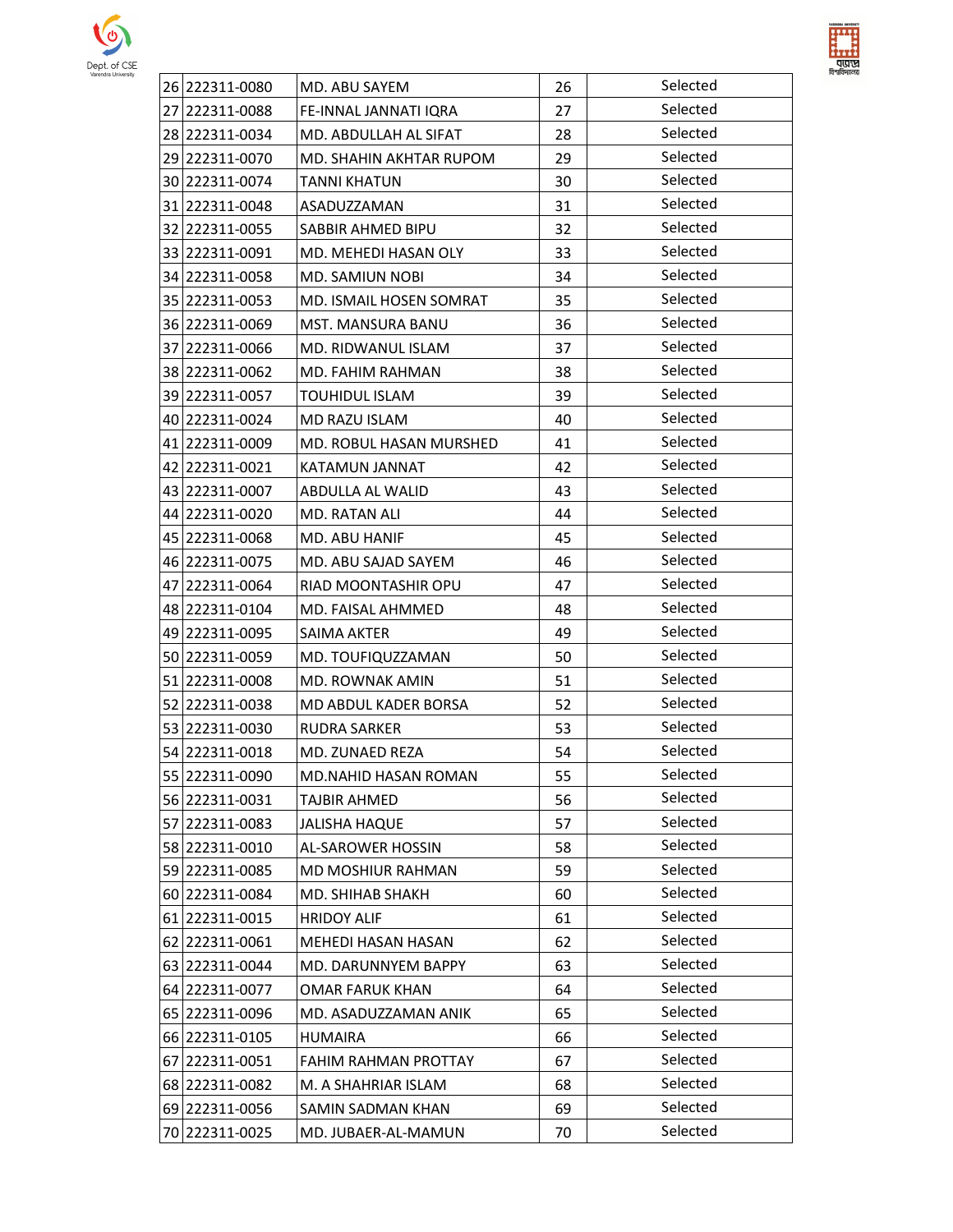| 26 | 222311-0080 | MD. ABU SAYEM | 26 | Selected |
|---|---|---|---|---|
| 27 | 222311-0088 | FE-INNAL JANNATI IQRA | 27 | Selected |
| 28 | 222311-0034 | MD. ABDULLAH AL SIFAT | 28 | Selected |
| 29 | 222311-0070 | MD. SHAHIN AKHTAR RUPOM | 29 | Selected |
| 30 | 222311-0074 | TANNI KHATUN | 30 | Selected |
| 31 | 222311-0048 | ASADUZZAMAN | 31 | Selected |
| 32 | 222311-0055 | SABBIR AHMED BIPU | 32 | Selected |
| 33 | 222311-0091 | MD. MEHEDI HASAN OLY | 33 | Selected |
| 34 | 222311-0058 | MD. SAMIUN NOBI | 34 | Selected |
| 35 | 222311-0053 | MD. ISMAIL HOSEN SOMRAT | 35 | Selected |
| 36 | 222311-0069 | MST. MANSURA BANU | 36 | Selected |
| 37 | 222311-0066 | MD. RIDWANUL ISLAM | 37 | Selected |
| 38 | 222311-0062 | MD. FAHIM RAHMAN | 38 | Selected |
| 39 | 222311-0057 | TOUHIDUL ISLAM | 39 | Selected |
| 40 | 222311-0024 | MD RAZU ISLAM | 40 | Selected |
| 41 | 222311-0009 | MD. ROBUL HASAN MURSHED | 41 | Selected |
| 42 | 222311-0021 | KATAMUN JANNAT | 42 | Selected |
| 43 | 222311-0007 | ABDULLA AL WALID | 43 | Selected |
| 44 | 222311-0020 | MD. RATAN ALI | 44 | Selected |
| 45 | 222311-0068 | MD. ABU HANIF | 45 | Selected |
| 46 | 222311-0075 | MD. ABU SAJAD SAYEM | 46 | Selected |
| 47 | 222311-0064 | RIAD MOONTASHIR OPU | 47 | Selected |
| 48 | 222311-0104 | MD. FAISAL AHMMED | 48 | Selected |
| 49 | 222311-0095 | SAIMA AKTER | 49 | Selected |
| 50 | 222311-0059 | MD. TOUFIQUZZAMAN | 50 | Selected |
| 51 | 222311-0008 | MD. ROWNAK AMIN | 51 | Selected |
| 52 | 222311-0038 | MD ABDUL KADER BORSA | 52 | Selected |
| 53 | 222311-0030 | RUDRA SARKER | 53 | Selected |
| 54 | 222311-0018 | MD. ZUNAED REZA | 54 | Selected |
| 55 | 222311-0090 | MD.NAHID HASAN ROMAN | 55 | Selected |
| 56 | 222311-0031 | TAJBIR AHMED | 56 | Selected |
| 57 | 222311-0083 | JALISHA HAQUE | 57 | Selected |
| 58 | 222311-0010 | AL-SAROWER HOSSIN | 58 | Selected |
| 59 | 222311-0085 | MD MOSHIUR RAHMAN | 59 | Selected |
| 60 | 222311-0084 | MD. SHIHAB SHAKH | 60 | Selected |
| 61 | 222311-0015 | HRIDOY ALIF | 61 | Selected |
| 62 | 222311-0061 | MEHEDI HASAN HASAN | 62 | Selected |
| 63 | 222311-0044 | MD. DARUNNYEM BAPPY | 63 | Selected |
| 64 | 222311-0077 | OMAR FARUK KHAN | 64 | Selected |
| 65 | 222311-0096 | MD. ASADUZZAMAN ANIK | 65 | Selected |
| 66 | 222311-0105 | HUMAIRA | 66 | Selected |
| 67 | 222311-0051 | FAHIM RAHMAN PROTTAY | 67 | Selected |
| 68 | 222311-0082 | M. A SHAHRIAR ISLAM | 68 | Selected |
| 69 | 222311-0056 | SAMIN SADMAN KHAN | 69 | Selected |
| 70 | 222311-0025 | MD. JUBAER-AL-MAMUN | 70 | Selected |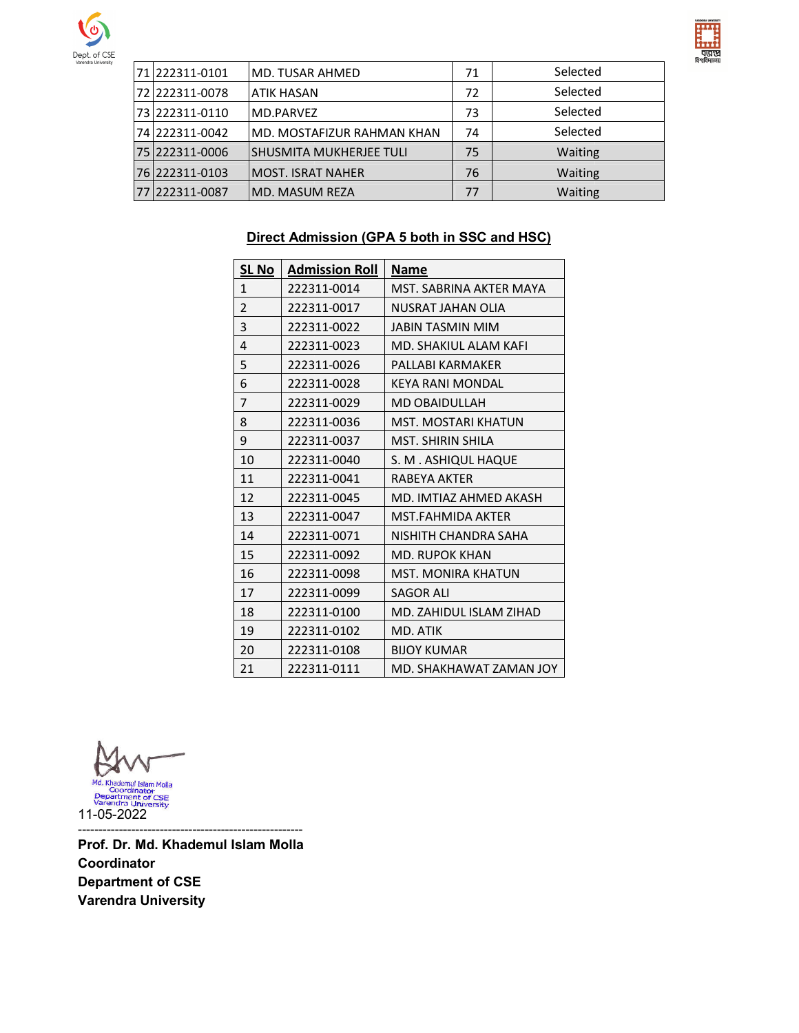| 71 | 222311-0101 | MD. TUSAR AHMED | 71 | Selected |
|---|---|---|---|---|
| 72 | 222311-0078 | ATIK HASAN | 72 | Selected |
| 73 | 222311-0110 | MD.PARVEZ | 73 | Selected |
| 74 | 222311-0042 | MD. MOSTAFIZUR RAHMAN KHAN | 74 | Selected |
| 75 | 222311-0006 | SHUSMITA MUKHERJEE TULI | 75 | Waiting |
| 76 | 222311-0103 | MOST. ISRAT NAHER | 76 | Waiting |
| 77 | 222311-0087 | MD. MASUM REZA | 77 | Waiting |

## Direct Admission (GPA 5 both in SSC and HSC)

| SL No | Admission Roll | Name |
|---|---|---|
| 1 | 222311-0014 | MST. SABRINA AKTER MAYA |
| 2 | 222311-0017 | NUSRAT JAHAN OLIA |
| 3 | 222311-0022 | JABIN TASMIN MIM |
| 4 | 222311-0023 | MD. SHAKIUL ALAM KAFI |
| 5 | 222311-0026 | PALLABI KARMAKER |
| 6 | 222311-0028 | KEYA RANI MONDAL |
| 7 | 222311-0029 | MD OBAIDULLAH |
| 8 | 222311-0036 | MST. MOSTARI KHATUN |
| 9 | 222311-0037 | MST. SHIRIN SHILA |
| 10 | 222311-0040 | S. M . ASHIQUL HAQUE |
| 11 | 222311-0041 | RABEYA AKTER |
| 12 | 222311-0045 | MD. IMTIAZ AHMED AKASH |
| 13 | 222311-0047 | MST.FAHMIDA AKTER |
| 14 | 222311-0071 | NISHITH CHANDRA SAHA |
| 15 | 222311-0092 | MD. RUPOK KHAN |
| 16 | 222311-0098 | MST. MONIRA KHATUN |
| 17 | 222311-0099 | SAGOR ALI |
| 18 | 222311-0100 | MD. ZAHIDUL ISLAM ZIHAD |
| 19 | 222311-0102 | MD. ATIK |
| 20 | 222311-0108 | BIJOY KUMAR |
| 21 | 222311-0111 | MD. SHAKHAWAT ZAMAN JOY |

Md. Khademul Islam Molla
Coordinator
Department of CSE
Varendra University

11-05-2022

---

**Prof. Dr. Md. Khademul Islam Molla**
**Coordinator**
**Department of CSE**
**Varendra University**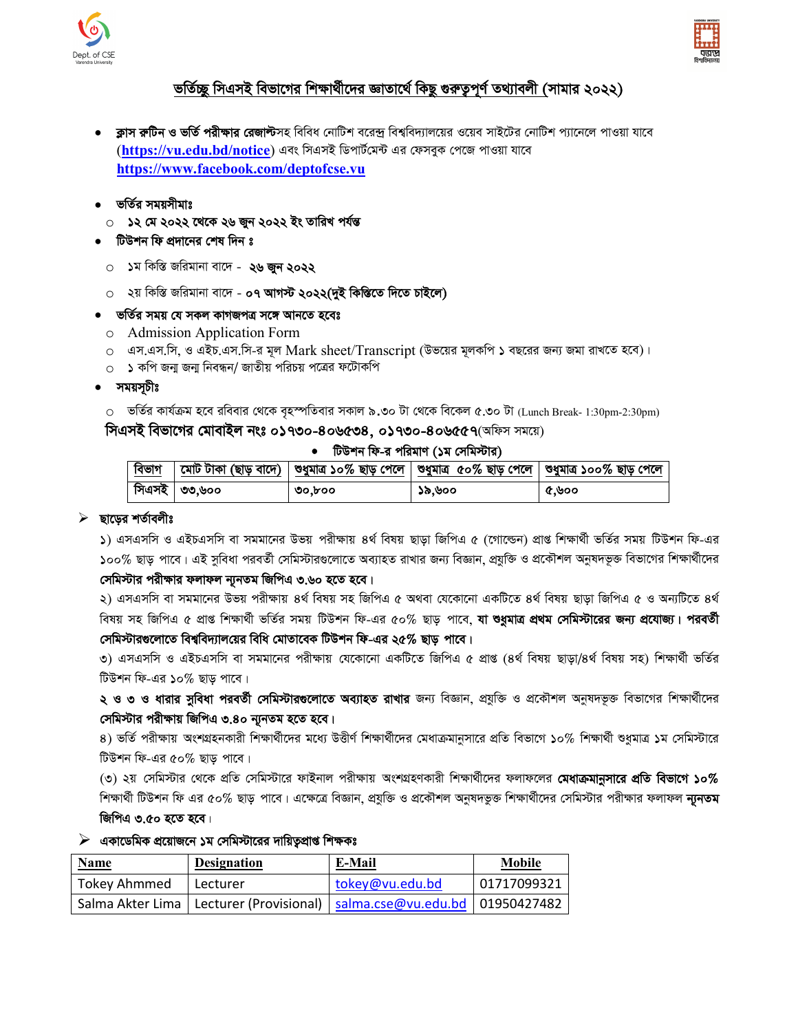## ভর্তিচ্ছু সিএসই বিভাগের শিক্ষার্থীদের জ্ঞাতার্থে কিছু গুরুত্বপূর্ণ তথ্যাবলী (সামার ২০২২)

- **ক্লাস রুটিন ও ভর্তি পরীক্ষার রেজাল্ট**সহ বিবিধ নোটিশ বরেন্দ্র বিশ্ববিদ্যালয়ের ওয়েব সাইটের নোটিশ প্যানেলে পাওয়া যাবে (**https://vu.edu.bd/notice**) এবং সিএসই ডিপার্টমেন্ট এর ফেসবুক পেজে পাওয়া যাবে **https://www.facebook.com/deptofcse.vu**
- **ভর্তির সময়সীমাঃ**
  - **১২ মে ২০২২ থেকে ২৬ জুন ২০২২ ইং তারিখ পর্যন্ত**
- **টিউশন ফি প্রদানের শেষ দিন ঃ**
  - ১ম কিস্তি জরিমানা বাদে - **২৬ জুন ২০২২**
  - ২য় কিস্তি জরিমানা বাদে - **০৭ আগস্ট ২০২২(দুই কিস্তিতে দিতে চাইলে)**
- **ভর্তির সময় যে সকল কাগজপত্র সঙ্গে আনতে হবেঃ**
  - Admission Application Form
  - এস.এস.সি, ও এইচ.এস.সি-র মূল Mark sheet/Transcript (উভয়ের মূলকপি ১ বছরের জন্য জমা রাখতে হবে)।
  - ১ কপি জন্ম জন্ম নিবন্ধন/ জাতীয় পরিচয় পত্রের ফটোকপি
- **সময়সূচীঃ**
  - ভর্তির কার্যক্রম হবে রবিবার থেকে বৃহস্পতিবার সকাল ৯.৩০ টা থেকে বিকেল ৫.৩০ টা (Lunch Break- 1:30pm-2:30pm)

**সিএসই বিভাগের মোবাইল নংঃ ০১৭৩০-৪০৬৫৩৪, ০১৭৩০-৪০৬৫৫৭**(অফিস সময়ে)

- **টিউশন ফি-র পরিমাণ (১ম সেমিস্টার)**

| বিভাগ | মোট টাকা (ছাড় বাদে) | শুধুমাত্র ১০% ছাড় পেলে | শুধুমাত্র ৫০% ছাড় পেলে | শুধুমাত্র ১০০% ছাড় পেলে |
|---|---|---|---|---|
| সিএসই | ৩৩,৬০০ | ৩০,৮০০ | ১৯,৬০০ | ৫,৬০০ |

➢ **ছাড়ের শর্তাবলীঃ**

১) এসএসসি ও এইচএসসি বা সমমানের উভয় পরীক্ষায় ৪র্থ বিষয় ছাড়া জিপিএ ৫ (গোল্ডেন) প্রাপ্ত শিক্ষার্থী ভর্তির সময় টিউশন ফি-এর ১০০% ছাড় পাবে। এই সুবিধা পরবর্তী সেমিস্টারগুলোতে অব্যাহত রাখার জন্য বিজ্ঞান, প্রযুক্তি ও প্রকৌশল অনুষদভূক্ত বিভাগের শিক্ষার্থীদের **সেমিস্টার পরীক্ষার ফলাফল ন্যূনতম জিপিএ ৩.৬০ হতে হবে।**

২) এসএসসি বা সমমানের উভয় পরীক্ষায় ৪র্থ বিষয় সহ জিপিএ ৫ অথবা যেকোনো একটিতে ৪র্থ বিষয় ছাড়া জিপিএ ৫ ও অন্যটিতে ৪র্থ বিষয় সহ জিপিএ ৫ প্রাপ্ত শিক্ষার্থী ভর্তির সময় টিউশন ফি-এর ৫০% ছাড় পাবে, **যা শুধুমাত্র প্রথম সেমিস্টারের জন্য প্রযোজ্য। পরবর্তী সেমিস্টারগুলোতে বিশ্ববিদ্যালয়ের বিধি মোতাবেক টিউশন ফি-এর ২৫% ছাড় পাবে।**

৩) এসএসসি ও এইচএসসি বা সমমানের পরীক্ষায় যেকোনো একটিতে জিপিএ ৫ প্রাপ্ত (৪র্থ বিষয় ছাড়া/৪র্থ বিষয় সহ) শিক্ষার্থী ভর্তির টিউশন ফি-এর ১০% ছাড় পাবে।

**২ ও ৩ ও ধারার সুবিধা পরবর্তী সেমিস্টারগুলোতে অব্যাহত রাখার** জন্য বিজ্ঞান, প্রযুক্তি ও প্রকৌশল অনুষদভূক্ত বিভাগের শিক্ষার্থীদের **সেমিস্টার পরীক্ষায় জিপিএ ৩.৪০ ন্যূনতম হতে হবে।**

৪) ভর্তি পরীক্ষায় অংশগ্রহনকারী শিক্ষার্থীদের মধ্যে উত্তীর্ণ শিক্ষার্থীদের মেধাক্রমানুসারে প্রতি বিভাগে ১০% শিক্ষার্থী শুধুমাত্র ১ম সেমিস্টারে টিউশন ফি-এর ৫০% ছাড় পাবে।

(৩) ২য় সেমিস্টার থেকে প্রতি সেমিস্টারে ফাইনাল পরীক্ষায় অংশগ্রহণকারী শিক্ষার্থীদের ফলাফলের **মেধাক্রমানুসারে প্রতি বিভাগে ১০%** শিক্ষার্থী টিউশন ফি এর ৫০% ছাড় পাবে। এক্ষেত্রে বিজ্ঞান, প্রযুক্তি ও প্রকৌশল অনুষদভুক্ত শিক্ষার্থীদের সেমিস্টার পরীক্ষার ফলাফল **ন্যূনতম জিপিএ ৩.৫০ হতে হবে।**

➢ **একাডেমিক প্রয়োজনে ১ম সেমিস্টারের দায়িত্বপ্রাপ্ত শিক্ষকঃ**

| Name | Designation | E-Mail | Mobile |
|---|---|---|---|
| Tokey Ahmmed | Lecturer | tokey@vu.edu.bd | 01717099321 |
| Salma Akter Lima | Lecturer (Provisional) | salma.cse@vu.edu.bd | 01950427482 |